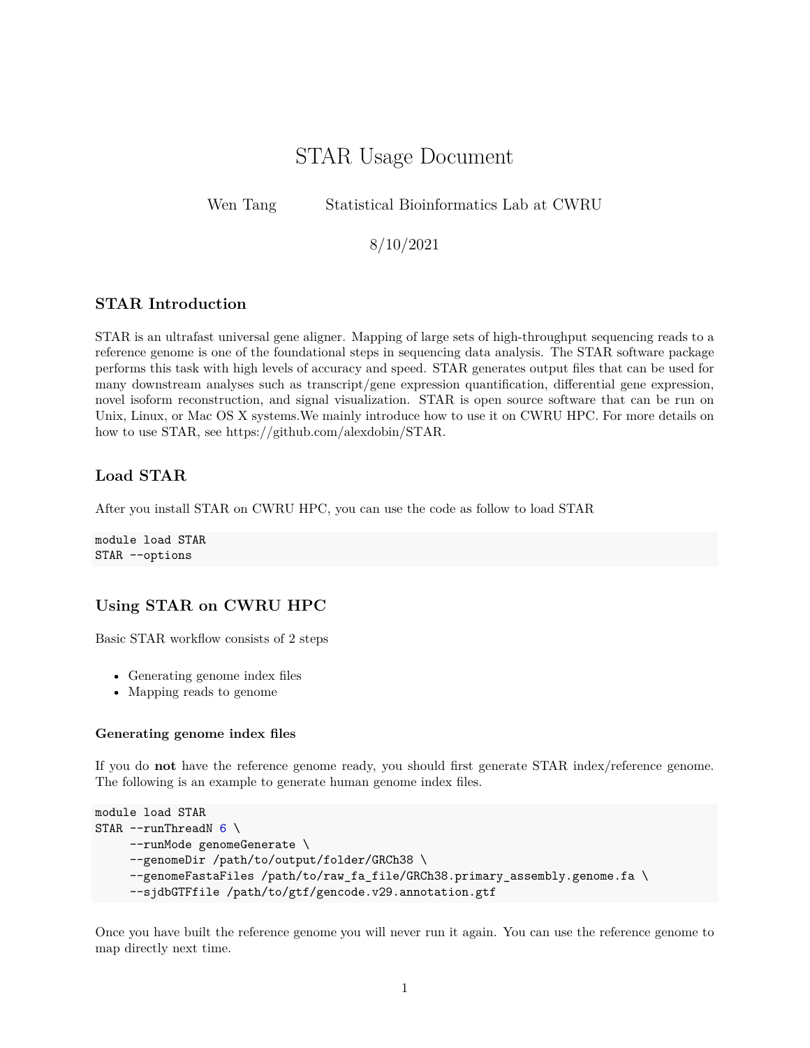# STAR Usage Document

Wen Tang     Statistical Bioinformatics Lab at CWRU

8/10/2021

## STAR Introduction

STAR is an ultrafast universal gene aligner. Mapping of large sets of high-throughput sequencing reads to a reference genome is one of the foundational steps in sequencing data analysis. The STAR software package performs this task with high levels of accuracy and speed. STAR generates output files that can be used for many downstream analyses such as transcript/gene expression quantification, differential gene expression, novel isoform reconstruction, and signal visualization. STAR is open source software that can be run on Unix, Linux, or Mac OS X systems.We mainly introduce how to use it on CWRU HPC. For more details on how to use STAR, see https://github.com/alexdobin/STAR.

## Load STAR

After you install STAR on CWRU HPC, you can use the code as follow to load STAR

```
module load STAR
STAR --options
```

## Using STAR on CWRU HPC

Basic STAR workflow consists of 2 steps

- Generating genome index files
- Mapping reads to genome

### Generating genome index files

If you do **not** have the reference genome ready, you should first generate STAR index/reference genome. The following is an example to generate human genome index files.

```
module load STAR
STAR --runThreadN 6 \
     --runMode genomeGenerate \
     --genomeDir /path/to/output/folder/GRCh38 \
     --genomeFastaFiles /path/to/raw_fa_file/GRCh38.primary_assembly.genome.fa \
     --sjdbGTFfile /path/to/gtf/gencode.v29.annotation.gtf
```

Once you have built the reference genome you will never run it again. You can use the reference genome to map directly next time.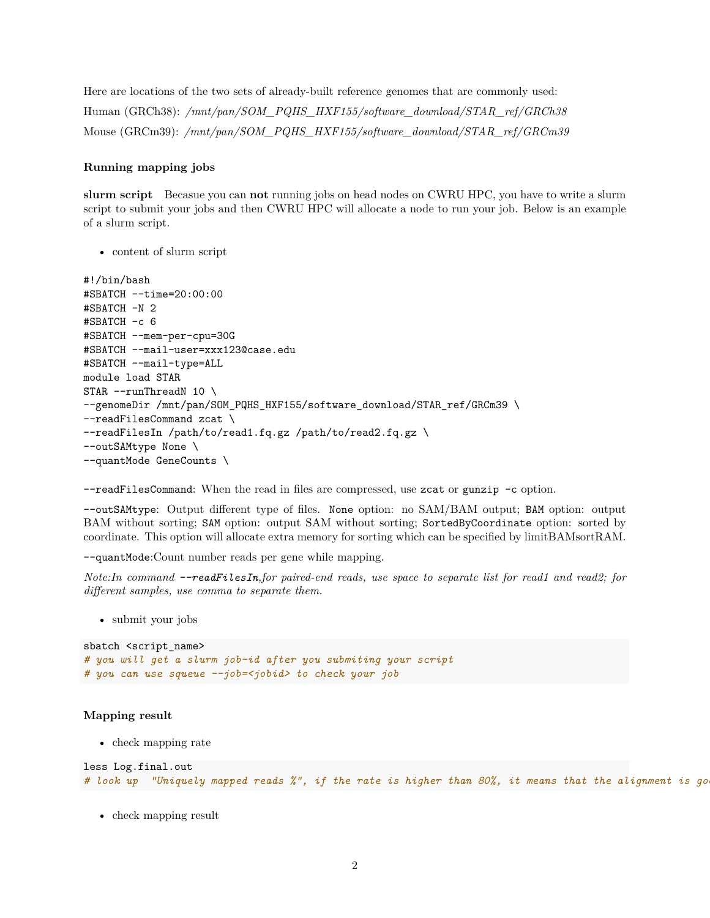Here are locations of the two sets of already-built reference genomes that are commonly used:

Human (GRCh38): */mnt/pan/SOM_PQHS_HXF155/software_download/STAR_ref/GRCh38*

Mouse (GRCm39): */mnt/pan/SOM_PQHS_HXF155/software_download/STAR_ref/GRCm39*

### Running mapping jobs

**slurm script** Becasue you can **not** running jobs on head nodes on CWRU HPC, you have to write a slurm script to submit your jobs and then CWRU HPC will allocate a node to run your job. Below is an example of a slurm script.

- content of slurm script

```
#!/bin/bash
#SBATCH --time=20:00:00
#SBATCH -N 2
#SBATCH -c 6
#SBATCH --mem-per-cpu=30G
#SBATCH --mail-user=xxx123@case.edu
#SBATCH --mail-type=ALL
module load STAR
STAR --runThreadN 10 \
--genomeDir /mnt/pan/SOM_PQHS_HXF155/software_download/STAR_ref/GRCm39 \
--readFilesCommand zcat \
--readFilesIn /path/to/read1.fq.gz /path/to/read2.fq.gz \
--outSAMtype None \
--quantMode GeneCounts \
```

`--readFilesCommand`: When the read in files are compressed, use `zcat` or `gunzip -c` option.

`--outSAMtype`: Output different type of files. `None` option: no SAM/BAM output; `BAM` option: output BAM without sorting; `SAM` option: output SAM without sorting; `SortedByCoordinate` option: sorted by coordinate. This option will allocate extra memory for sorting which can be specified by limitBAMsortRAM.

`--quantMode`:Count number reads per gene while mapping.

*Note:In command `--readFilesIn`,for paired-end reads, use space to separate list for read1 and read2; for different samples, use comma to separate them.*

- submit your jobs

```
sbatch <script_name>
# you will get a slurm job-id after you submiting your script
# you can use squeue --job=<jobid> to check your job
```

### Mapping result

- check mapping rate

```
less Log.final.out
# look up  "Uniquely mapped reads %", if the rate is higher than 80%, it means that the alignment is go
```

- check mapping result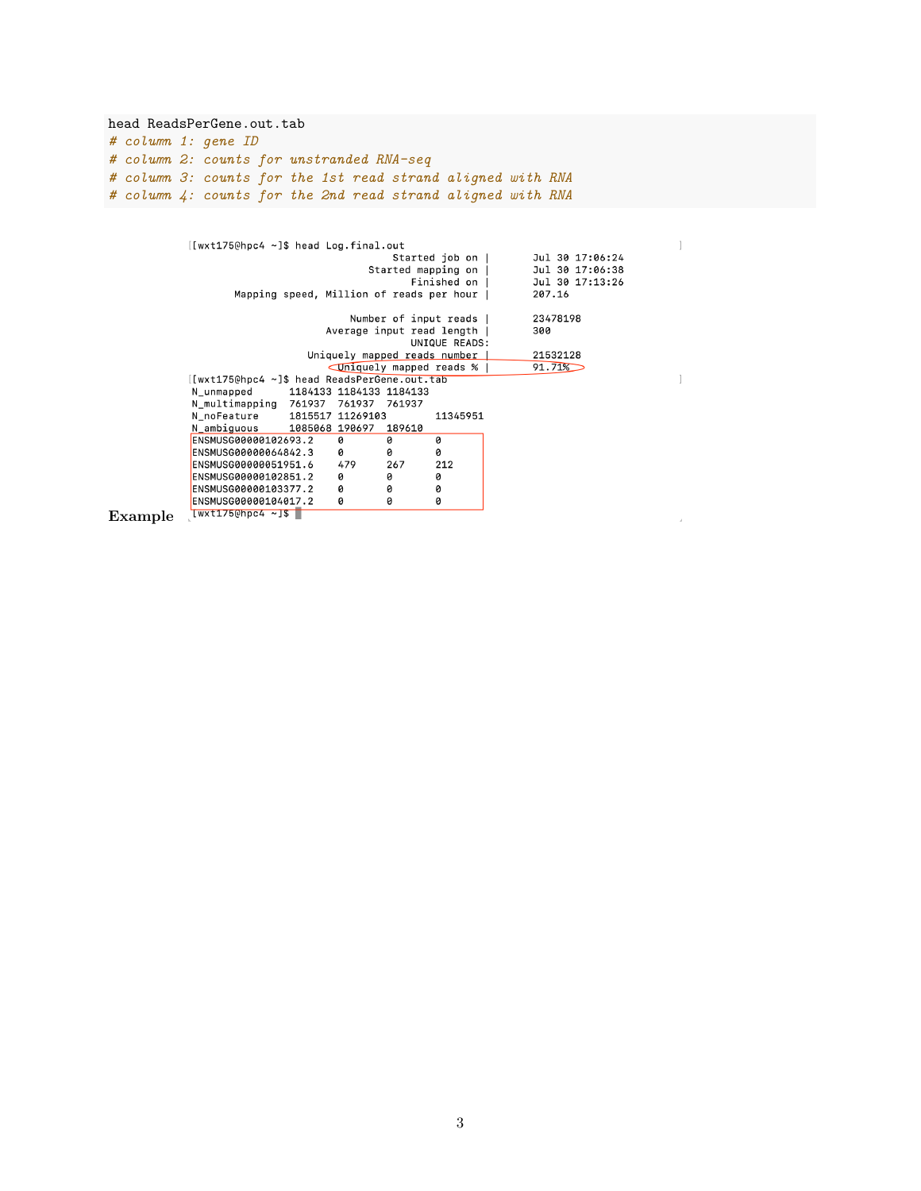```
head ReadsPerGene.out.tab
# column 1: gene ID
# column 2: counts for unstranded RNA-seq
# column 3: counts for the 1st read strand aligned with RNA
# column 4: counts for the 2nd read strand aligned with RNA
```

**Example**

```
[wxt175@hpc4 ~]$ head Log.final.out
                                 Started job on |       Jul 30 17:06:24
                             Started mapping on |       Jul 30 17:06:38
                                    Finished on |       Jul 30 17:13:26
       Mapping speed, Million of reads per hour |       207.16

                          Number of input reads |       23478198
                      Average input read length |       300
                                    UNIQUE READS:
                   Uniquely mapped reads number |       21532128
                        Uniquely mapped reads % |       91.71%
[wxt175@hpc4 ~]$ head ReadsPerGene.out.tab
N_unmapped      1184133 1184133 1184133
N_multimapping  761937  761937  761937
N_noFeature     1815517 11269103        11345951
N_ambiguous     1085068 190697  189610
ENSMUSG00000102693.2    0       0       0
ENSMUSG00000064842.3    0       0       0
ENSMUSG00000051951.6    479     267     212
ENSMUSG00000102851.2    0       0       0
ENSMUSG00000103377.2    0       0       0
ENSMUSG00000104017.2    0       0       0
[wxt175@hpc4 ~]$
```